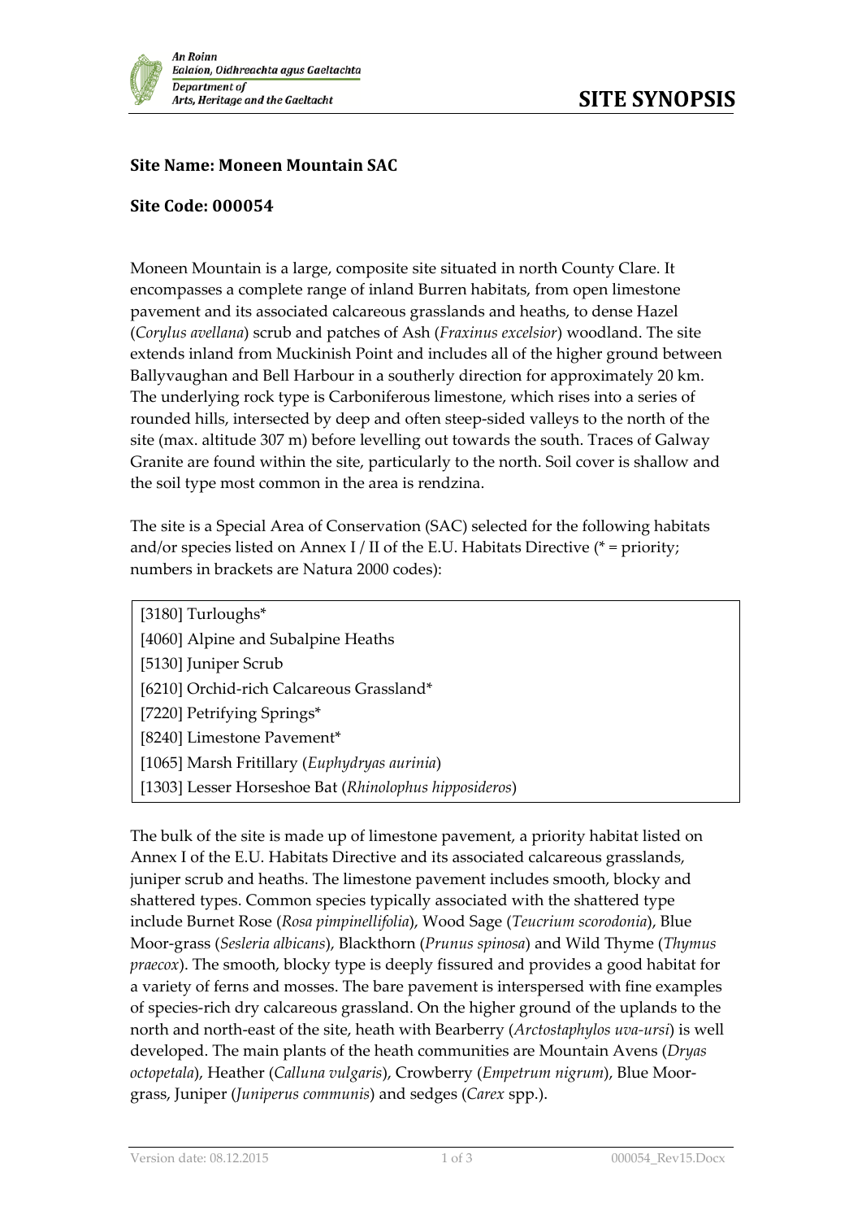# SITE SYNOPSIS

**Site Name: Moneen Mountain SAC**

**Site Code: 000054**

Moneen Mountain is a large, composite site situated in north County Clare. It encompasses a complete range of inland Burren habitats, from open limestone pavement and its associated calcareous grasslands and heaths, to dense Hazel (*Corylus avellana*) scrub and patches of Ash (*Fraxinus excelsior*) woodland. The site extends inland from Muckinish Point and includes all of the higher ground between Ballyvaughan and Bell Harbour in a southerly direction for approximately 20 km. The underlying rock type is Carboniferous limestone, which rises into a series of rounded hills, intersected by deep and often steep-sided valleys to the north of the site (max. altitude 307 m) before levelling out towards the south. Traces of Galway Granite are found within the site, particularly to the north. Soil cover is shallow and the soil type most common in the area is rendzina.

The site is a Special Area of Conservation (SAC) selected for the following habitats and/or species listed on Annex I / II of the E.U. Habitats Directive (* = priority; numbers in brackets are Natura 2000 codes):

| |
|---|
| [3180] Turloughs* |
| [4060] Alpine and Subalpine Heaths |
| [5130] Juniper Scrub |
| [6210] Orchid-rich Calcareous Grassland* |
| [7220] Petrifying Springs* |
| [8240] Limestone Pavement* |
| [1065] Marsh Fritillary (*Euphydryas aurinia*) |
| [1303] Lesser Horseshoe Bat (*Rhinolophus hipposideros*) |

The bulk of the site is made up of limestone pavement, a priority habitat listed on Annex I of the E.U. Habitats Directive and its associated calcareous grasslands, juniper scrub and heaths. The limestone pavement includes smooth, blocky and shattered types. Common species typically associated with the shattered type include Burnet Rose (*Rosa pimpinellifolia*), Wood Sage (*Teucrium scorodonia*), Blue Moor-grass (*Sesleria albicans*), Blackthorn (*Prunus spinosa*) and Wild Thyme (*Thymus praecox*). The smooth, blocky type is deeply fissured and provides a good habitat for a variety of ferns and mosses. The bare pavement is interspersed with fine examples of species-rich dry calcareous grassland. On the higher ground of the uplands to the north and north-east of the site, heath with Bearberry (*Arctostaphylos uva-ursi*) is well developed. The main plants of the heath communities are Mountain Avens (*Dryas octopetala*), Heather (*Calluna vulgaris*), Crowberry (*Empetrum nigrum*), Blue Moor-grass, Juniper (*Juniperus communis*) and sedges (*Carex* spp.).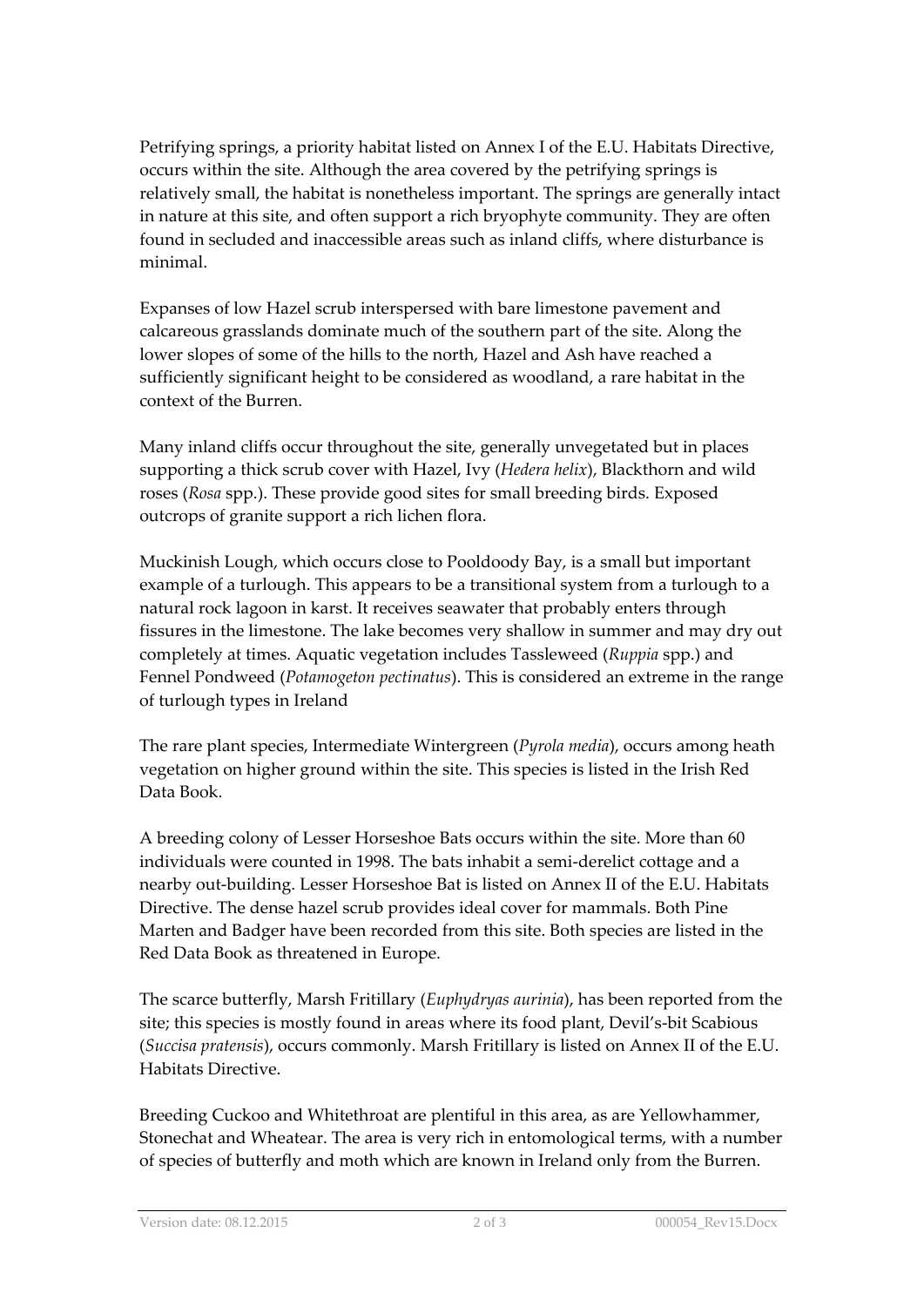Petrifying springs, a priority habitat listed on Annex I of the E.U. Habitats Directive, occurs within the site. Although the area covered by the petrifying springs is relatively small, the habitat is nonetheless important. The springs are generally intact in nature at this site, and often support a rich bryophyte community. They are often found in secluded and inaccessible areas such as inland cliffs, where disturbance is minimal.

Expanses of low Hazel scrub interspersed with bare limestone pavement and calcareous grasslands dominate much of the southern part of the site. Along the lower slopes of some of the hills to the north, Hazel and Ash have reached a sufficiently significant height to be considered as woodland, a rare habitat in the context of the Burren.

Many inland cliffs occur throughout the site, generally unvegetated but in places supporting a thick scrub cover with Hazel, Ivy (*Hedera helix*), Blackthorn and wild roses (*Rosa* spp.). These provide good sites for small breeding birds. Exposed outcrops of granite support a rich lichen flora.

Muckinish Lough, which occurs close to Pooldoody Bay, is a small but important example of a turlough. This appears to be a transitional system from a turlough to a natural rock lagoon in karst. It receives seawater that probably enters through fissures in the limestone. The lake becomes very shallow in summer and may dry out completely at times. Aquatic vegetation includes Tassleweed (*Ruppia* spp.) and Fennel Pondweed (*Potamogeton pectinatus*). This is considered an extreme in the range of turlough types in Ireland

The rare plant species, Intermediate Wintergreen (*Pyrola media*), occurs among heath vegetation on higher ground within the site. This species is listed in the Irish Red Data Book.

A breeding colony of Lesser Horseshoe Bats occurs within the site. More than 60 individuals were counted in 1998. The bats inhabit a semi-derelict cottage and a nearby out-building. Lesser Horseshoe Bat is listed on Annex II of the E.U. Habitats Directive. The dense hazel scrub provides ideal cover for mammals. Both Pine Marten and Badger have been recorded from this site. Both species are listed in the Red Data Book as threatened in Europe.

The scarce butterfly, Marsh Fritillary (*Euphydryas aurinia*), has been reported from the site; this species is mostly found in areas where its food plant, Devil's-bit Scabious (*Succisa pratensis*), occurs commonly. Marsh Fritillary is listed on Annex II of the E.U. Habitats Directive.

Breeding Cuckoo and Whitethroat are plentiful in this area, as are Yellowhammer, Stonechat and Wheatear. The area is very rich in entomological terms, with a number of species of butterfly and moth which are known in Ireland only from the Burren.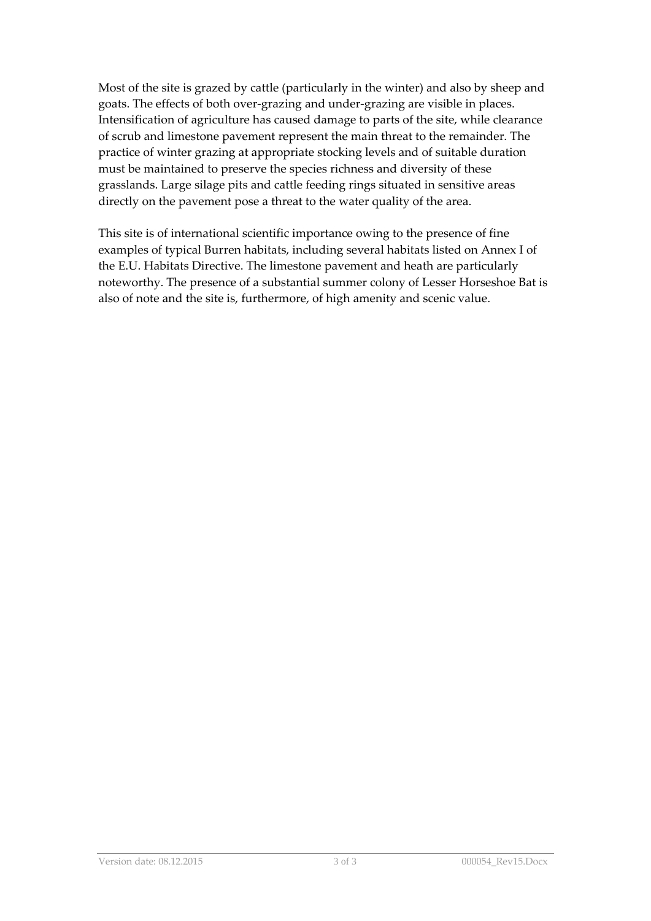Most of the site is grazed by cattle (particularly in the winter) and also by sheep and goats. The effects of both over-grazing and under-grazing are visible in places. Intensification of agriculture has caused damage to parts of the site, while clearance of scrub and limestone pavement represent the main threat to the remainder. The practice of winter grazing at appropriate stocking levels and of suitable duration must be maintained to preserve the species richness and diversity of these grasslands. Large silage pits and cattle feeding rings situated in sensitive areas directly on the pavement pose a threat to the water quality of the area.

This site is of international scientific importance owing to the presence of fine examples of typical Burren habitats, including several habitats listed on Annex I of the E.U. Habitats Directive. The limestone pavement and heath are particularly noteworthy. The presence of a substantial summer colony of Lesser Horseshoe Bat is also of note and the site is, furthermore, of high amenity and scenic value.